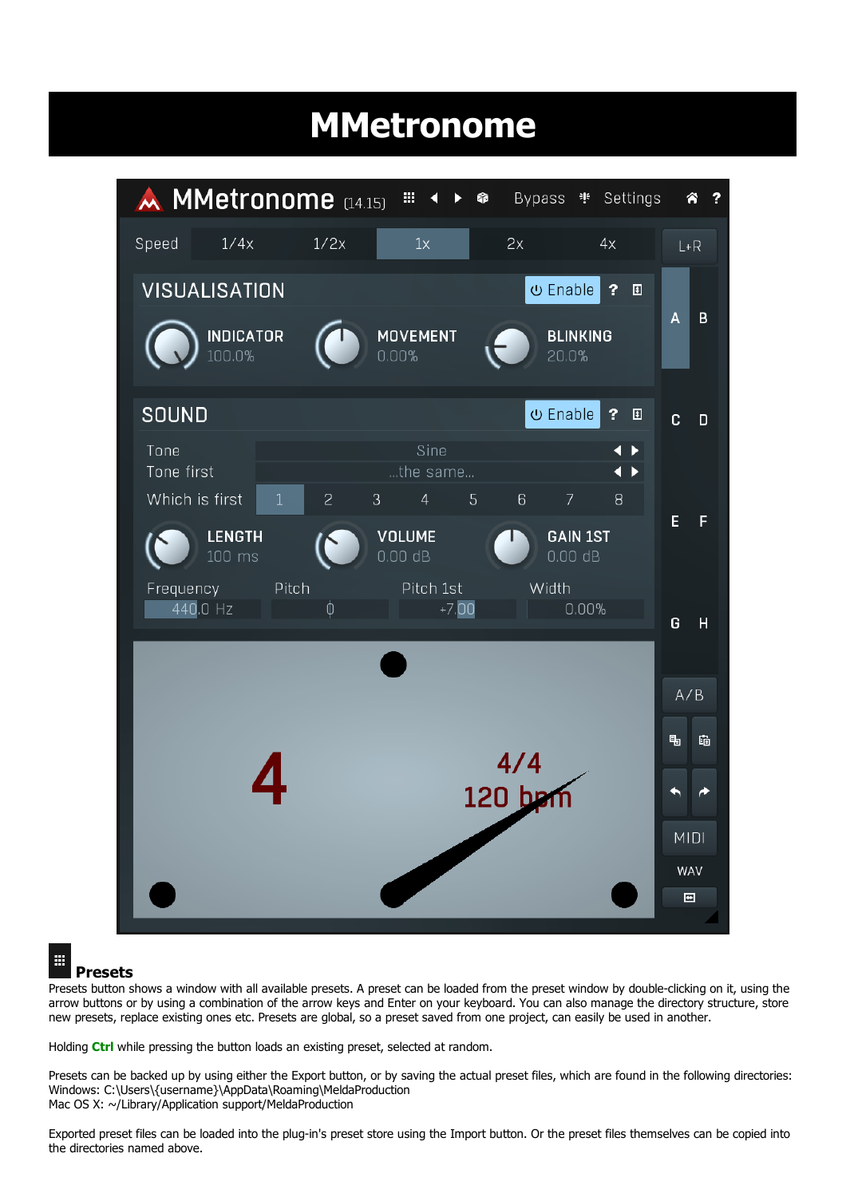# MMetronome

## Presets

Presets button shows a window with all available presets. A preset can be loaded from the preset window by double-clicking on it, using the arrow buttons or by using a combination of the arrow keys and Enter on your keyboard. You can also manage the directory structure, store new presets, replace existing ones etc. Presets are global, so a preset saved from one project, can easily be used in another.

Holding **Ctrl** while pressing the button loads an existing preset, selected at random.

Presets can be backed up by using either the Export button, or by saving the actual preset files, which are found in the following directories:
Windows: C:\Users\{username}\AppData\Roaming\MeldaProduction
Mac OS X: ~/Library/Application support/MeldaProduction

Exported preset files can be loaded into the plug-in's preset store using the Import button. Or the preset files themselves can be copied into the directories named above.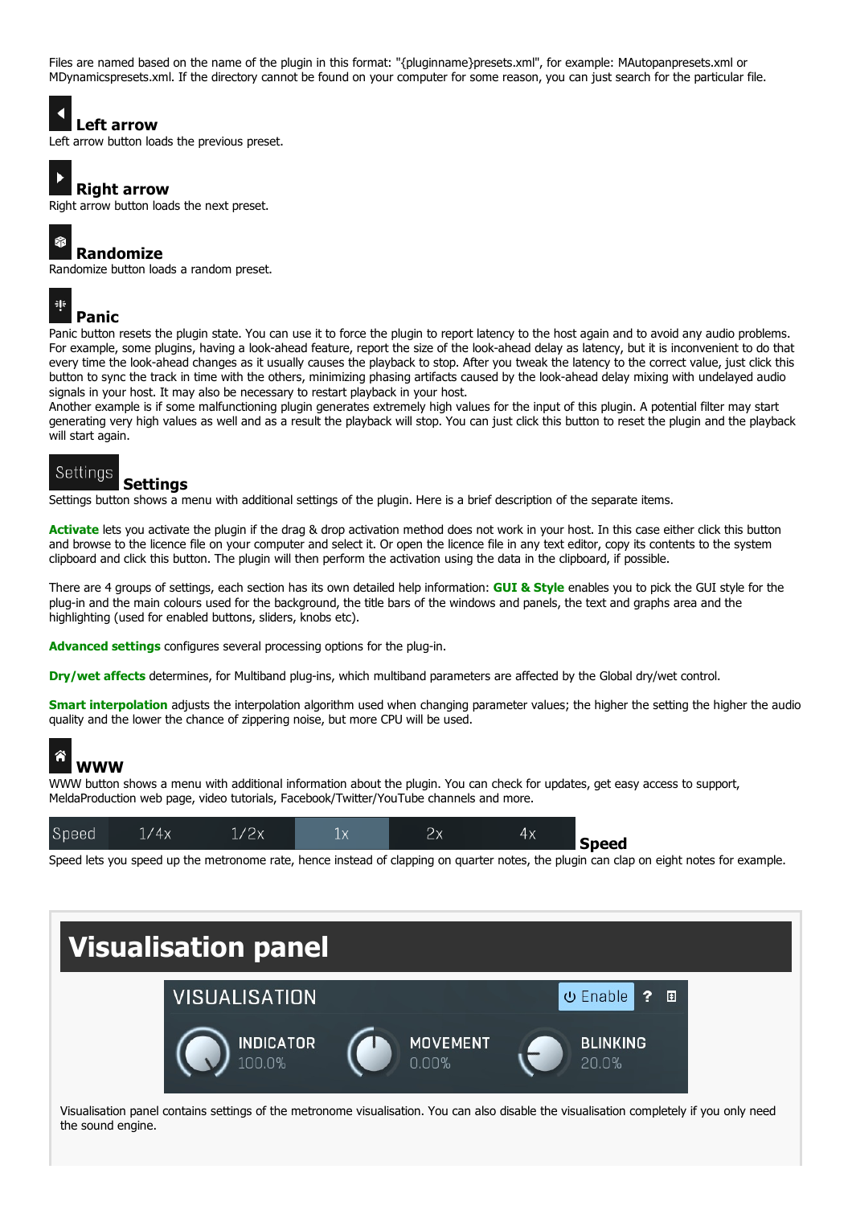Files are named based on the name of the plugin in this format: "{pluginname}presets.xml", for example: MAutopanpresets.xml or MDynamicspresets.xml. If the directory cannot be found on your computer for some reason, you can just search for the particular file.

### Left arrow

Left arrow button loads the previous preset.

### Right arrow

Right arrow button loads the next preset.

### Randomize

Randomize button loads a random preset.

### Panic

Panic button resets the plugin state. You can use it to force the plugin to report latency to the host again and to avoid any audio problems. For example, some plugins, having a look-ahead feature, report the size of the look-ahead delay as latency, but it is inconvenient to do that every time the look-ahead changes as it usually causes the playback to stop. After you tweak the latency to the correct value, just click this button to sync the track in time with the others, minimizing phasing artifacts caused by the look-ahead delay mixing with undelayed audio signals in your host. It may also be necessary to restart playback in your host.
Another example is if some malfunctioning plugin generates extremely high values for the input of this plugin. A potential filter may start generating very high values as well and as a result the playback will stop. You can just click this button to reset the plugin and the playback will start again.

### Settings

Settings button shows a menu with additional settings of the plugin. Here is a brief description of the separate items.

**Activate** lets you activate the plugin if the drag & drop activation method does not work in your host. In this case either click this button and browse to the licence file on your computer and select it. Or open the licence file in any text editor, copy its contents to the system clipboard and click this button. The plugin will then perform the activation using the data in the clipboard, if possible.

There are 4 groups of settings, each section has its own detailed help information: **GUI & Style** enables you to pick the GUI style for the plug-in and the main colours used for the background, the title bars of the windows and panels, the text and graphs area and the highlighting (used for enabled buttons, sliders, knobs etc).

**Advanced settings** configures several processing options for the plug-in.

**Dry/wet affects** determines, for Multiband plug-ins, which multiband parameters are affected by the Global dry/wet control.

**Smart interpolation** adjusts the interpolation algorithm used when changing parameter values; the higher the setting the higher the audio quality and the lower the chance of zippering noise, but more CPU will be used.

### WWW

WWW button shows a menu with additional information about the plugin. You can check for updates, get easy access to support, MeldaProduction web page, video tutorials, Facebook/Twitter/YouTube channels and more.

### Speed

Speed lets you speed up the metronome rate, hence instead of clapping on quarter notes, the plugin can clap on eight notes for example.

## Visualisation panel

Visualisation panel contains settings of the metronome visualisation. You can also disable the visualisation completely if you only need the sound engine.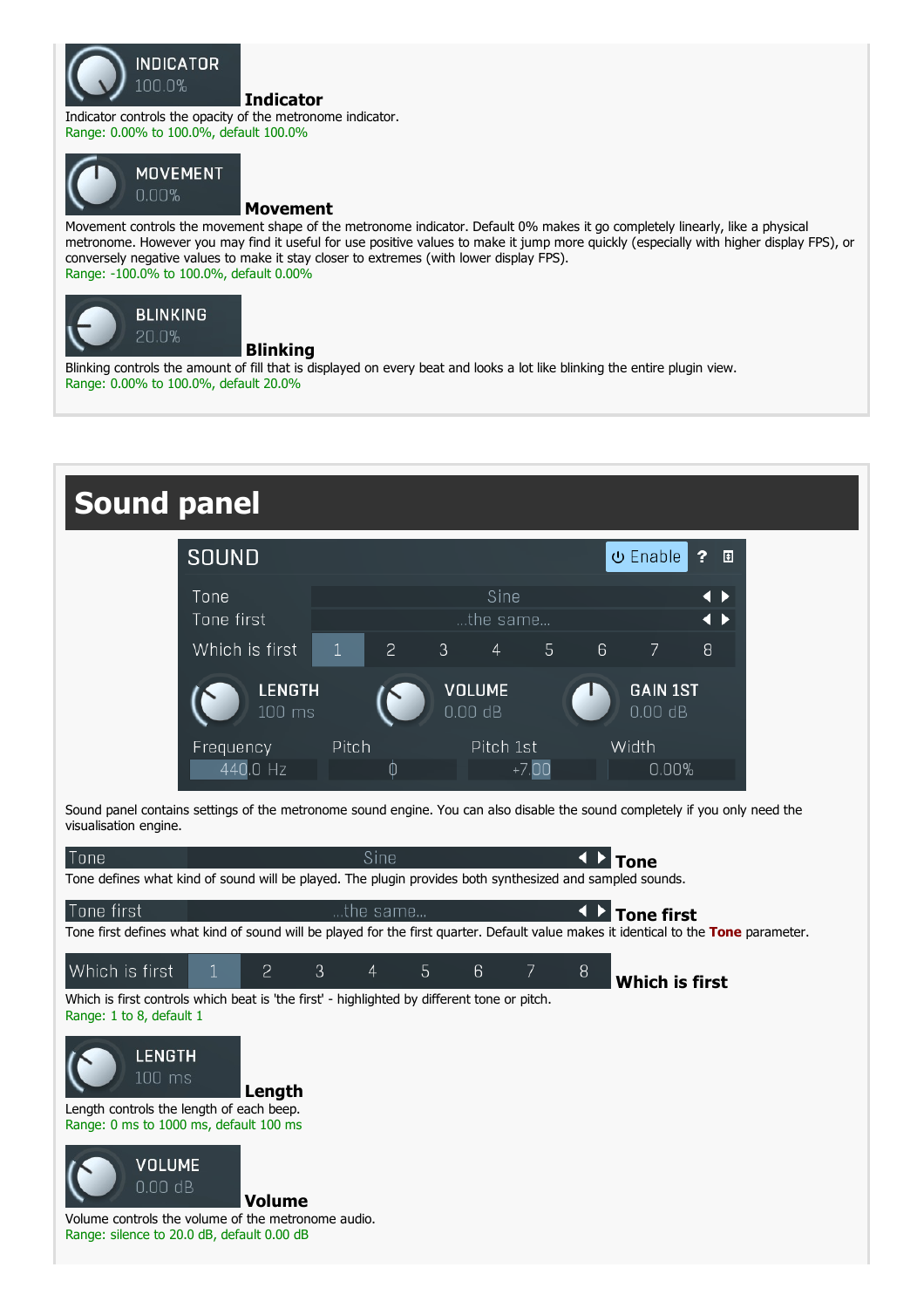**Indicator**

Indicator controls the opacity of the metronome indicator.
Range: 0.00% to 100.0%, default 100.0%

**Movement**

Movement controls the movement shape of the metronome indicator. Default 0% makes it go completely linearly, like a physical metronome. However you may find it useful for use positive values to make it jump more quickly (especially with higher display FPS), or conversely negative values to make it stay closer to extremes (with lower display FPS).
Range: -100.0% to 100.0%, default 0.00%

**Blinking**

Blinking controls the amount of fill that is displayed on every beat and looks a lot like blinking the entire plugin view.
Range: 0.00% to 100.0%, default 20.0%

# Sound panel

Sound panel contains settings of the metronome sound engine. You can also disable the sound completely if you only need the visualisation engine.

**Tone**

Tone defines what kind of sound will be played. The plugin provides both synthesized and sampled sounds.

**Tone first**

Tone first defines what kind of sound will be played for the first quarter. Default value makes it identical to the **Tone** parameter.

**Which is first**

Which is first controls which beat is 'the first' - highlighted by different tone or pitch.
Range: 1 to 8, default 1

**Length**

Length controls the length of each beep.
Range: 0 ms to 1000 ms, default 100 ms

**Volume**

Volume controls the volume of the metronome audio.
Range: silence to 20.0 dB, default 0.00 dB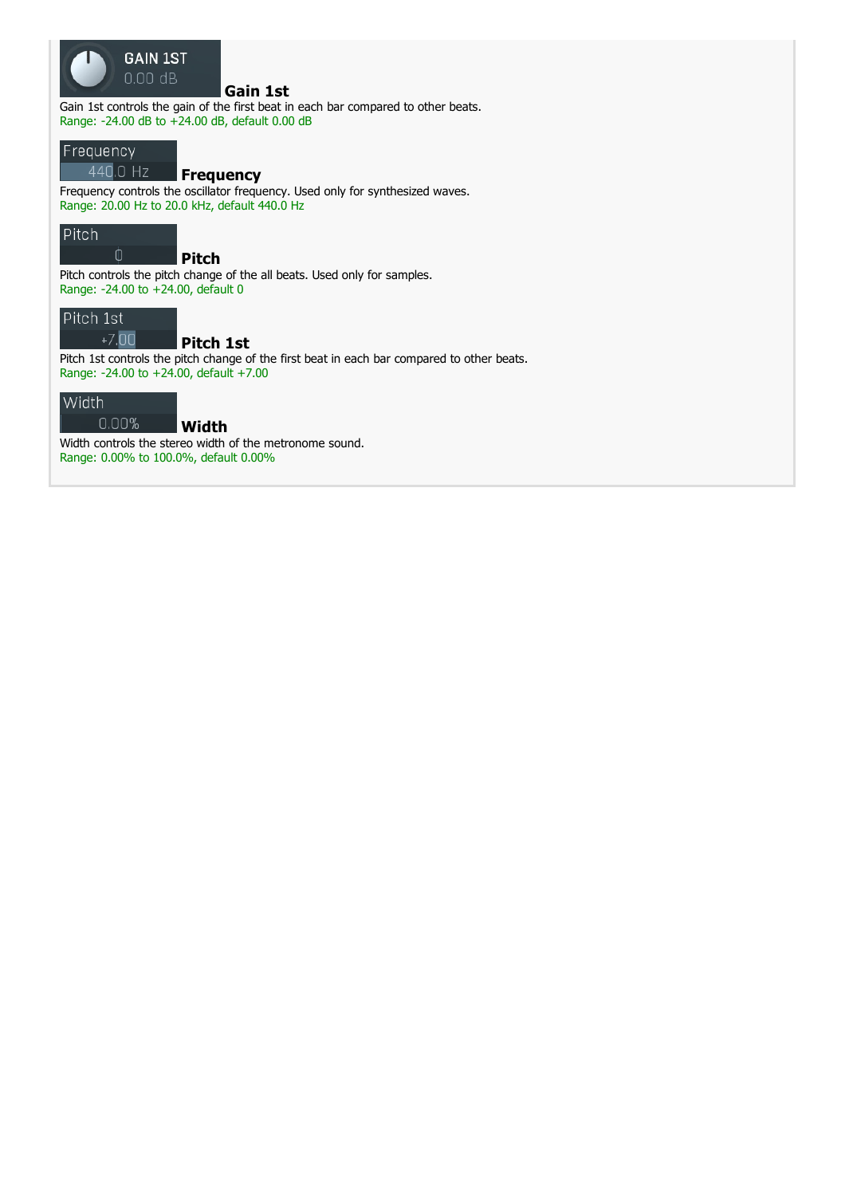**Gain 1st**

Gain 1st controls the gain of the first beat in each bar compared to other beats.
Range: -24.00 dB to +24.00 dB, default 0.00 dB

**Frequency**

Frequency controls the oscillator frequency. Used only for synthesized waves.
Range: 20.00 Hz to 20.0 kHz, default 440.0 Hz

**Pitch**

Pitch controls the pitch change of the all beats. Used only for samples.
Range: -24.00 to +24.00, default 0

**Pitch 1st**

Pitch 1st controls the pitch change of the first beat in each bar compared to other beats.
Range: -24.00 to +24.00, default +7.00

**Width**

Width controls the stereo width of the metronome sound.
Range: 0.00% to 100.0%, default 0.00%